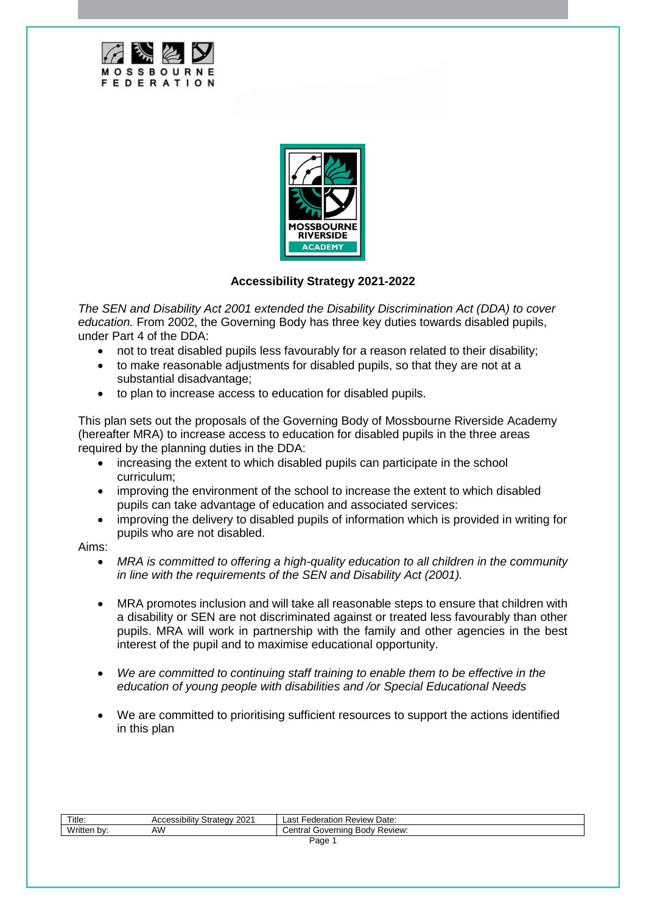**Accessibility Strategy 2021-2022**

*The SEN and Disability Act 2001 extended the Disability Discrimination Act (DDA) to cover education.* From 2002, the Governing Body has three key duties towards disabled pupils, under Part 4 of the DDA:

- not to treat disabled pupils less favourably for a reason related to their disability;
- to make reasonable adjustments for disabled pupils, so that they are not at a substantial disadvantage;
- to plan to increase access to education for disabled pupils.

This plan sets out the proposals of the Governing Body of Mossbourne Riverside Academy (hereafter MRA) to increase access to education for disabled pupils in the three areas required by the planning duties in the DDA:

- increasing the extent to which disabled pupils can participate in the school curriculum;
- improving the environment of the school to increase the extent to which disabled pupils can take advantage of education and associated services:
- improving the delivery to disabled pupils of information which is provided in writing for pupils who are not disabled.

Aims:

- *MRA is committed to offering a high-quality education to all children in the community in line with the requirements of the SEN and Disability Act (2001).*

- MRA promotes inclusion and will take all reasonable steps to ensure that children with a disability or SEN are not discriminated against or treated less favourably than other pupils. MRA will work in partnership with the family and other agencies in the best interest of the pupil and to maximise educational opportunity.

- *We are committed to continuing staff training to enable them to be effective in the education of young people with disabilities and /or Special Educational Needs*

- We are committed to prioritising sufficient resources to support the actions identified in this plan

| Title: | Accessibility Strategy 2021 | Last Federation Review Date: |
|---|---|---|
| Written by: | AW | Central Governing Body Review: |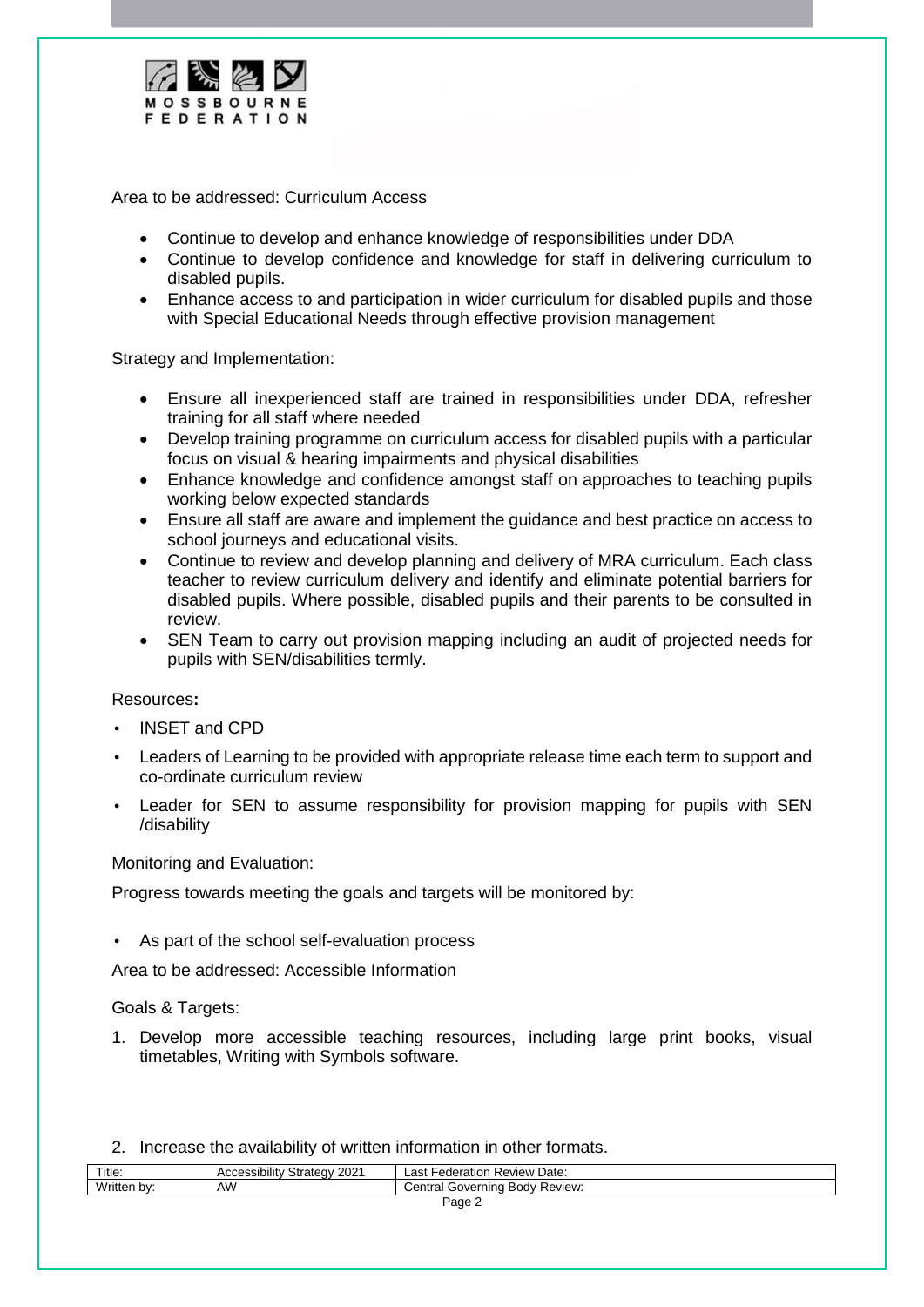Area to be addressed: Curriculum Access

- Continue to develop and enhance knowledge of responsibilities under DDA
- Continue to develop confidence and knowledge for staff in delivering curriculum to disabled pupils.
- Enhance access to and participation in wider curriculum for disabled pupils and those with Special Educational Needs through effective provision management

Strategy and Implementation:

- Ensure all inexperienced staff are trained in responsibilities under DDA, refresher training for all staff where needed
- Develop training programme on curriculum access for disabled pupils with a particular focus on visual & hearing impairments and physical disabilities
- Enhance knowledge and confidence amongst staff on approaches to teaching pupils working below expected standards
- Ensure all staff are aware and implement the guidance and best practice on access to school journeys and educational visits.
- Continue to review and develop planning and delivery of MRA curriculum. Each class teacher to review curriculum delivery and identify and eliminate potential barriers for disabled pupils. Where possible, disabled pupils and their parents to be consulted in review.
- SEN Team to carry out provision mapping including an audit of projected needs for pupils with SEN/disabilities termly.

Resources**:**

- INSET and CPD
- Leaders of Learning to be provided with appropriate release time each term to support and co-ordinate curriculum review
- Leader for SEN to assume responsibility for provision mapping for pupils with SEN /disability

Monitoring and Evaluation:

Progress towards meeting the goals and targets will be monitored by:

- As part of the school self-evaluation process

Area to be addressed: Accessible Information

Goals & Targets:

1. Develop more accessible teaching resources, including large print books, visual timetables, Writing with Symbols software.
2. Increase the availability of written information in other formats.

| Title: | Accessibility Strategy 2021 | Last Federation Review Date: |
|---|---|---|
| Written by: | AW | Central Governing Body Review: |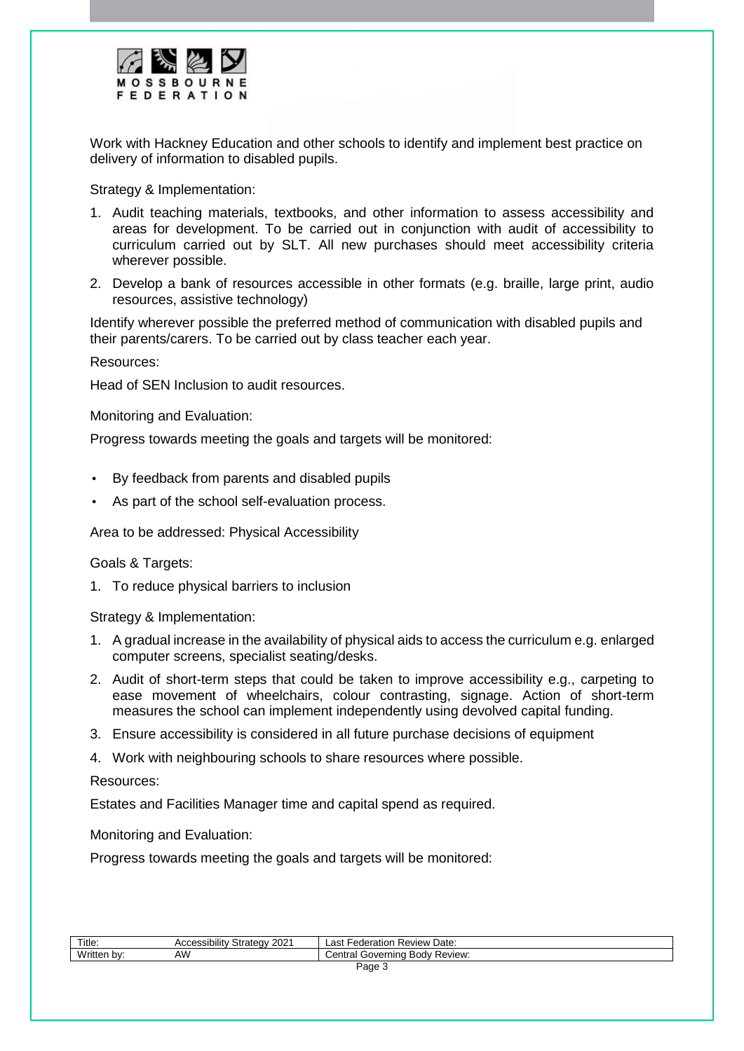Work with Hackney Education and other schools to identify and implement best practice on delivery of information to disabled pupils.

Strategy & Implementation:

1. Audit teaching materials, textbooks, and other information to assess accessibility and areas for development. To be carried out in conjunction with audit of accessibility to curriculum carried out by SLT. All new purchases should meet accessibility criteria wherever possible.
2. Develop a bank of resources accessible in other formats (e.g. braille, large print, audio resources, assistive technology)

Identify wherever possible the preferred method of communication with disabled pupils and their parents/carers. To be carried out by class teacher each year.

Resources:

Head of SEN Inclusion to audit resources.

Monitoring and Evaluation:

Progress towards meeting the goals and targets will be monitored:

- By feedback from parents and disabled pupils
- As part of the school self-evaluation process.

Area to be addressed: Physical Accessibility

Goals & Targets:

1. To reduce physical barriers to inclusion

Strategy & Implementation:

1. A gradual increase in the availability of physical aids to access the curriculum e.g. enlarged computer screens, specialist seating/desks.
2. Audit of short-term steps that could be taken to improve accessibility e.g., carpeting to ease movement of wheelchairs, colour contrasting, signage. Action of short-term measures the school can implement independently using devolved capital funding.
3. Ensure accessibility is considered in all future purchase decisions of equipment
4. Work with neighbouring schools to share resources where possible.

Resources:

Estates and Facilities Manager time and capital spend as required.

Monitoring and Evaluation:

Progress towards meeting the goals and targets will be monitored: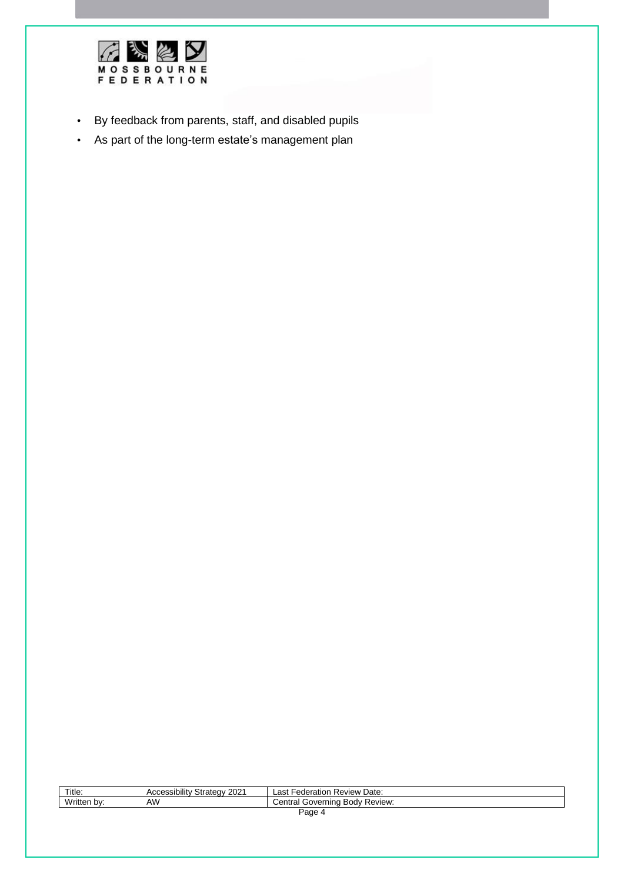- By feedback from parents, staff, and disabled pupils
- As part of the long-term estate's management plan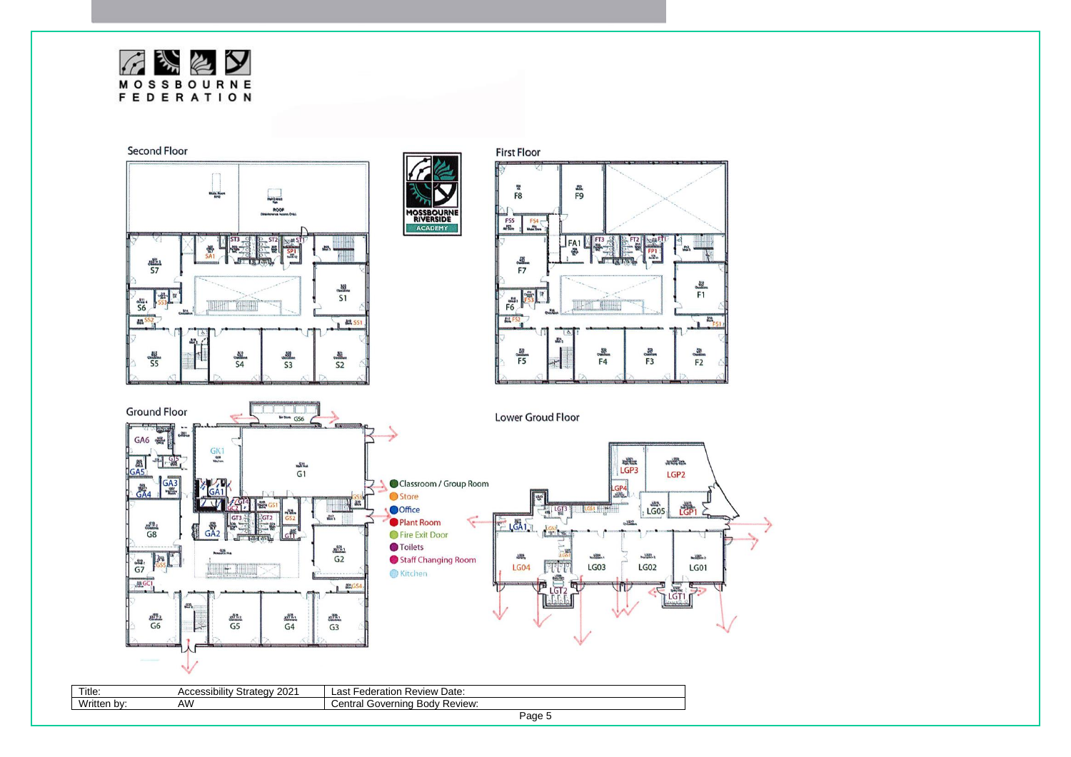MOSSBOURNE FEDERATION

## Second Floor

ROOF

S7, S6, S5, S4, S3, S2, S1, SA1, ST3, ST2, SP1, S11, SS1, SS2, SS3

MOSSBOURNE RIVERSIDE ACADEMY

## First Floor

F8, F9, F7, F6, F5, F4, F3, F2, F1, FA1, FT3, FT2, FT1, FP1, FS1, FS2, FS3, FS4, FS5

## Ground Floor

GA6, GA5, GA4, GA3, GA1, GA2, GK1, G1, G2, G3, G4, G5, G6, G7, G8, GC1, GS1, GS2, GS3, GS4, GS5, GS6, GT1, GT2, GT3, GT4

- Classroom / Group Room
- Store
- Office
- Plant Room
- Fire Exit Door
- Toilets
- Staff Changing Room
- Kitchen

## Lower Groud Floor

LGP3, LGP2, LGP4, LGP1, LG05, LGT3, LGS1, LGA1, LG04, LG03, LG02, LG01, LGT2, LGT1

| Title: | Accessibility Strategy 2021 | Last Federation Review Date: |
|---|---|---|
| Written by: | AW | Central Governing Body Review: |